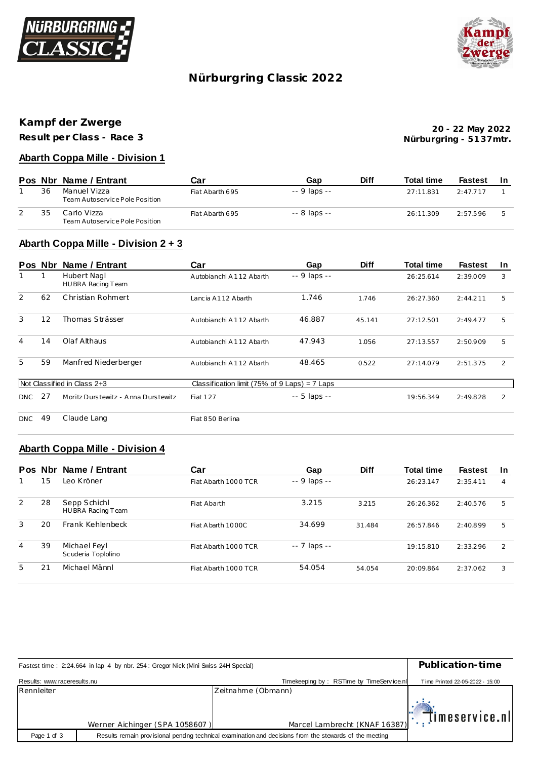# Nürburgring Classic 2022

## Kampf der Zwerge

**Result per Class - Race 3**

**20 - 22 May 2022**
**Nürburgring - 5137mtr.**

### Abarth Coppa Mille - Division 1

| Pos | Nbr | Name / Entrant | Car | Gap | Diff | Total time | Fastest | In |
|---|---|---|---|---|---|---|---|---|
| 1 | 36 | Manuel Vizza<br>Team Autoservice Pole Position | Fiat Abarth 695 | -- 9 laps -- | | 27:11.831 | 2:47.717 | 1 |
| 2 | 35 | Carlo Vizza<br>Team Autoservice Pole Position | Fiat Abarth 695 | -- 8 laps -- | | 26:11.309 | 2:57.596 | 5 |

### Abarth Coppa Mille - Division 2 + 3

| Pos | Nbr | Name / Entrant | Car | Gap | Diff | Total time | Fastest | In |
|---|---|---|---|---|---|---|---|---|
| 1 | 1 | Hubert Nagl<br>HUBRA Racing Team | Autobianchi A112 Abarth | -- 9 laps -- | | 26:25.614 | 2:39.009 | 3 |
| 2 | 62 | Christian Rohmert | Lancia A112 Abarth | 1.746 | 1.746 | 26:27.360 | 2:44.211 | 5 |
| 3 | 12 | Thomas Strässer | Autobianchi A112 Abarth | 46.887 | 45.141 | 27:12.501 | 2:49.477 | 5 |
| 4 | 14 | Olaf Althaus | Autobianchi A112 Abarth | 47.943 | 1.056 | 27:13.557 | 2:50.909 | 5 |
| 5 | 59 | Manfred Niederberger | Autobianchi A112 Abarth | 48.465 | 0.522 | 27:14.079 | 2:51.375 | 2 |
| Not Classified in Class 2+3 | | | Classification limit (75% of 9 Laps) = 7 Laps | | | | | |
| DNC | 27 | Moritz Durstewitz - Anna Durstewitz | Fiat 127 | -- 5 laps -- | | 19:56.349 | 2:49.828 | 2 |
| DNC | 49 | Claude Lang | Fiat 850 Berlina | | | | | |

### Abarth Coppa Mille - Division 4

| Pos | Nbr | Name / Entrant | Car | Gap | Diff | Total time | Fastest | In |
|---|---|---|---|---|---|---|---|---|
| 1 | 15 | Leo Kröner | Fiat Abarth 1000 TCR | -- 9 laps -- | | 26:23.147 | 2:35.411 | 4 |
| 2 | 28 | Sepp Schichl<br>HUBRA Racing Team | Fiat Abarth | 3.215 | 3.215 | 26:26.362 | 2:40.576 | 5 |
| 3 | 20 | Frank Kehlenbeck | Fiat Abarth 1000C | 34.699 | 31.484 | 26:57.846 | 2:40.899 | 5 |
| 4 | 39 | Michael Feyl<br>Scuderia Toplolino | Fiat Abarth 1000 TCR | -- 7 laps -- | | 19:15.810 | 2:33.296 | 2 |
| 5 | 21 | Michael Männl | Fiat Abarth 1000 TCR | 54.054 | 54.054 | 20:09.864 | 2:37.062 | 3 |

Fastest time : 2:24.664 in lap 4 by nbr. 254 : Gregor Nick (Mini Swiss 24H Special)

**Publication-time**

Results: www.raceresults.nu — Timekeeping by : RSTime by TimeService.nl — Time Printed 22-05-2022 - 15:00

| Rennleiter | Zeitnahme (Obmann) |
|---|---|
| Werner Aichinger (SPA 1058607 ) | Marcel Lambrecht (KNAF 16387) |

timeservice.nl

Results remain provisional pending technical examination and decisions from the stewards of the meeting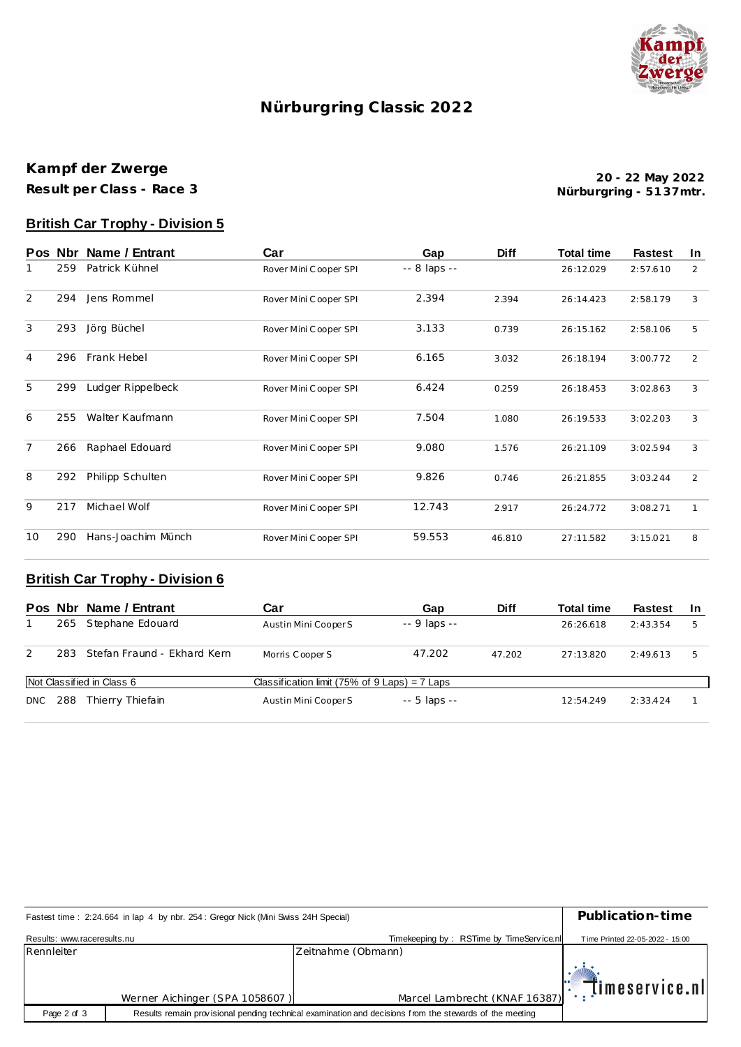# Nürburgring Classic 2022

## Kampf der Zwerge

**Result per Class - Race 3**

**20 - 22 May 2022**
**Nürburgring - 5137mtr.**

### British Car Trophy - Division 5

| Pos | Nbr | Name / Entrant | Car | Gap | Diff | Total time | Fastest | In |
|---|---|---|---|---|---|---|---|---|
| 1 | 259 | Patrick Kühnel | Rover Mini Cooper SPI | -- 8 laps -- | | 26:12.029 | 2:57.610 | 2 |
| 2 | 294 | Jens Rommel | Rover Mini Cooper SPI | 2.394 | 2.394 | 26:14.423 | 2:58.179 | 3 |
| 3 | 293 | Jörg Büchel | Rover Mini Cooper SPI | 3.133 | 0.739 | 26:15.162 | 2:58.106 | 5 |
| 4 | 296 | Frank Hebel | Rover Mini Cooper SPI | 6.165 | 3.032 | 26:18.194 | 3:00.772 | 2 |
| 5 | 299 | Ludger Rippelbeck | Rover Mini Cooper SPI | 6.424 | 0.259 | 26:18.453 | 3:02.863 | 3 |
| 6 | 255 | Walter Kaufmann | Rover Mini Cooper SPI | 7.504 | 1.080 | 26:19.533 | 3:02.203 | 3 |
| 7 | 266 | Raphael Edouard | Rover Mini Cooper SPI | 9.080 | 1.576 | 26:21.109 | 3:02.594 | 3 |
| 8 | 292 | Philipp Schulten | Rover Mini Cooper SPI | 9.826 | 0.746 | 26:21.855 | 3:03.244 | 2 |
| 9 | 217 | Michael Wolf | Rover Mini Cooper SPI | 12.743 | 2.917 | 26:24.772 | 3:08.271 | 1 |
| 10 | 290 | Hans-Joachim Münch | Rover Mini Cooper SPI | 59.553 | 46.810 | 27:11.582 | 3:15.021 | 8 |

### British Car Trophy - Division 6

| Pos | Nbr | Name / Entrant | Car | Gap | Diff | Total time | Fastest | In |
|---|---|---|---|---|---|---|---|---|
| 1 | 265 | Stephane Edouard | Austin Mini Cooper S | -- 9 laps -- | | 26:26.618 | 2:43.354 | 5 |
| 2 | 283 | Stefan Fraund - Ekhard Kern | Morris Cooper S | 47.202 | 47.202 | 27:13.820 | 2:49.613 | 5 |
| Not Classified in Class 6 | | | Classification limit (75% of 9 Laps) = 7 Laps | | | | | |
| DNC | 288 | Thierry Thiefain | Austin Mini Cooper S | -- 5 laps -- | | 12:54.249 | 2:33.424 | 1 |

| Fastest time : 2:24.664 in lap 4 by nbr. 254 : Gregor Nick (Mini Swiss 24H Special) | | Publication-time |
|---|---|---|
| Results: www.raceresults.nu | Timekeeping by : RSTime by TimeService.nl | Time Printed 22-05-2022 - 15:00 |
| Rennleiter<br>Werner Aichinger (SPA 1058607 ) | Zeitnahme (Obmann)<br>Marcel Lambrecht (KNAF 16387) | timeservice.nl |

Results remain provisional pending technical examination and decisions from the stewards of the meeting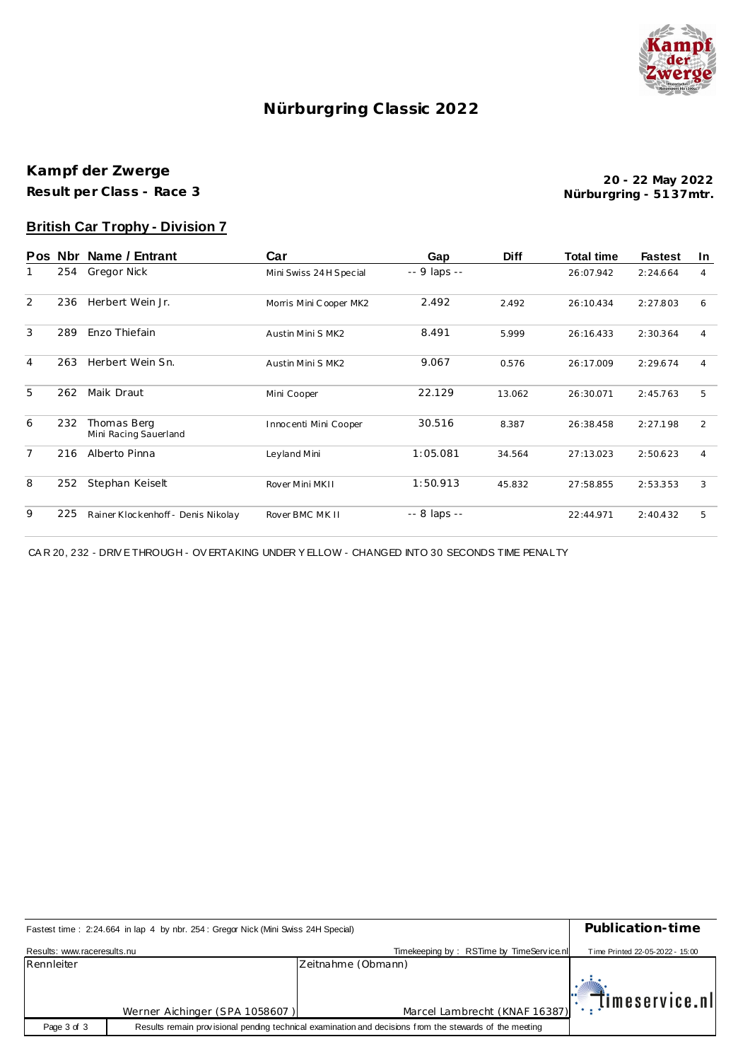# Nürburgring Classic 2022

## Kampf der Zwerge

**Result per Class - Race 3**

**20 - 22 May 2022**
**Nürburgring - 5137mtr.**

### British Car Trophy - Division 7

| Pos | Nbr | Name / Entrant | Car | Gap | Diff | Total time | Fastest | In |
|---|---|---|---|---|---|---|---|---|
| 1 | 254 | Gregor Nick | Mini Swiss 24H Special | -- 9 laps -- | | 26:07.942 | 2:24.664 | 4 |
| 2 | 236 | Herbert Wein Jr. | Morris Mini Cooper MK2 | 2.492 | 2.492 | 26:10.434 | 2:27.803 | 6 |
| 3 | 289 | Enzo Thiefain | Austin Mini S MK2 | 8.491 | 5.999 | 26:16.433 | 2:30.364 | 4 |
| 4 | 263 | Herbert Wein Sn. | Austin Mini S MK2 | 9.067 | 0.576 | 26:17.009 | 2:29.674 | 4 |
| 5 | 262 | Maik Draut | Mini Cooper | 22.129 | 13.062 | 26:30.071 | 2:45.763 | 5 |
| 6 | 232 | Thomas Berg<br>Mini Racing Sauerland | Innocenti Mini Cooper | 30.516 | 8.387 | 26:38.458 | 2:27.198 | 2 |
| 7 | 216 | Alberto Pinna | Leyland Mini | 1:05.081 | 34.564 | 27:13.023 | 2:50.623 | 4 |
| 8 | 252 | Stephan Keiselt | Rover Mini MKII | 1:50.913 | 45.832 | 27:58.855 | 2:53.353 | 3 |
| 9 | 225 | Rainer Klockenhoff - Denis Nikolay | Rover BMC MK II | -- 8 laps -- | | 22:44.971 | 2:40.432 | 5 |

CAR 20, 232 - DRIVE THROUGH - OVERTAKING UNDER YELLOW - CHANGED INTO 30 SECONDS TIME PENALTY

Fastest time : 2:24.664 in lap 4 by nbr. 254 : Gregor Nick (Mini Swiss 24H Special)

**Publication-time**

Results: www.raceresults.nu

Timekeeping by : RSTime by TimeService.nl

Time Printed 22-05-2022 - 15:00

| Rennleiter | Zeitnahme (Obmann) |
|---|---|
| Werner Aichinger (SPA 1058607 ) | Marcel Lambrecht (KNAF 16387) |

timeservice.nl

Results remain provisional pending technical examination and decisions from the stewards of the meeting